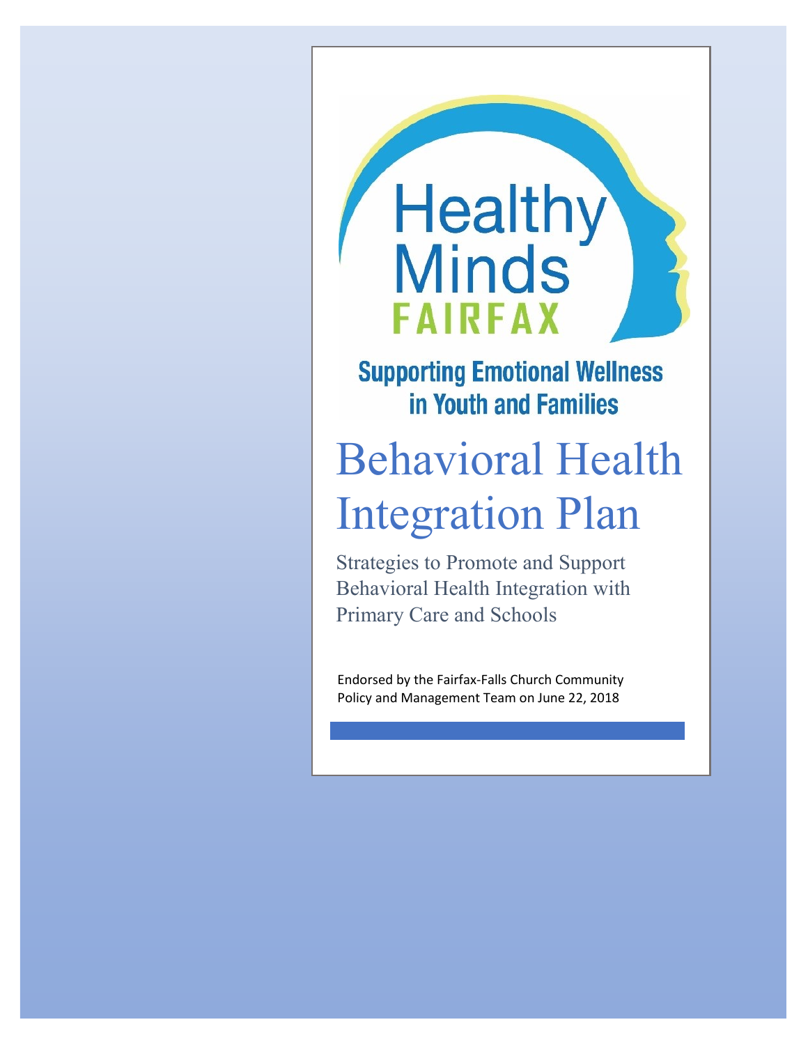Healthy Minds FAIRFAX

**Supporting Emotional Wellness in Youth and Families**

# Behavioral Health Integration Plan

Strategies to Promote and Support Behavioral Health Integration with Primary Care and Schools

Endorsed by the Fairfax-Falls Church Community Policy and Management Team on June 22, 2018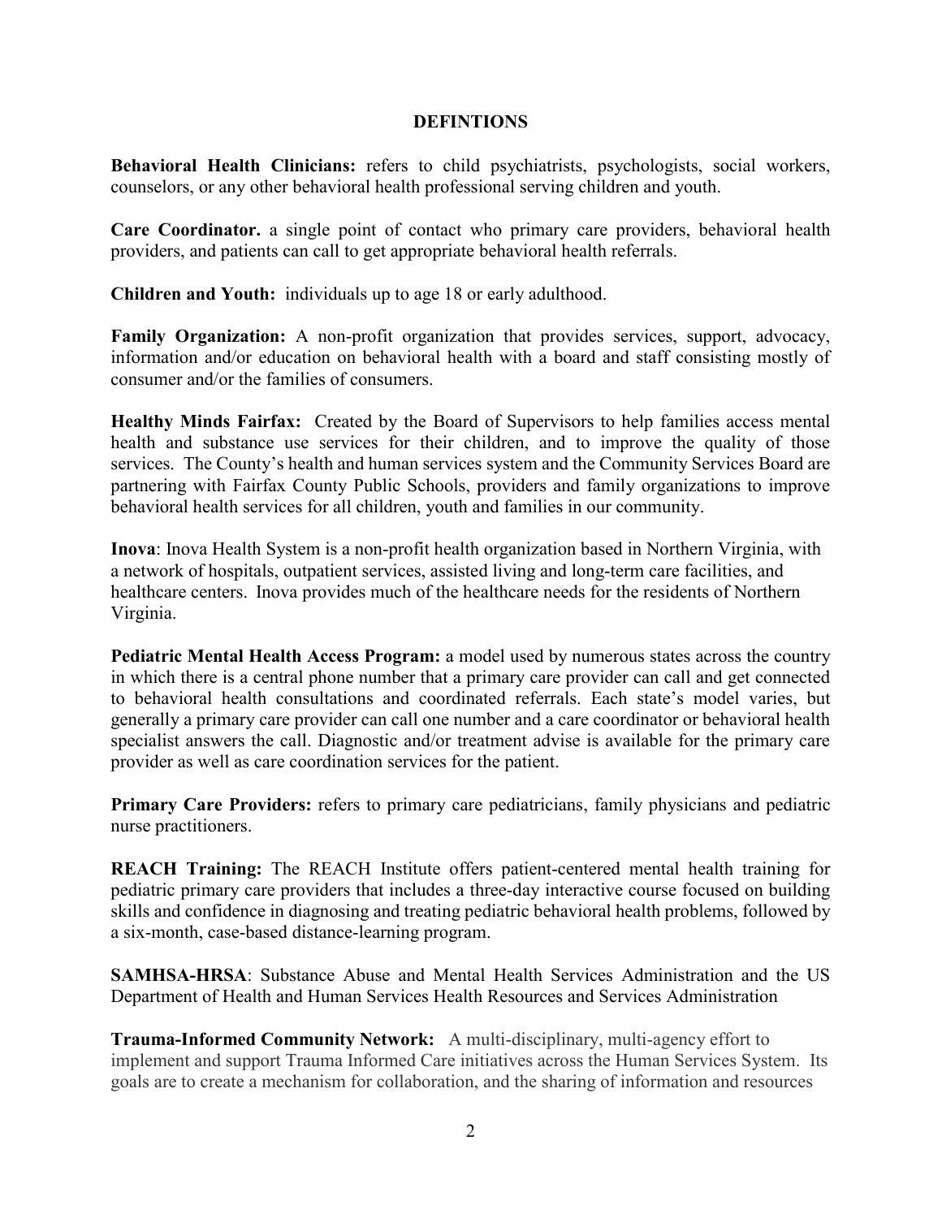## DEFINTIONS

**Behavioral Health Clinicians:** refers to child psychiatrists, psychologists, social workers, counselors, or any other behavioral health professional serving children and youth.

**Care Coordinator.** a single point of contact who primary care providers, behavioral health providers, and patients can call to get appropriate behavioral health referrals.

**Children and Youth:** individuals up to age 18 or early adulthood.

**Family Organization:** A non-profit organization that provides services, support, advocacy, information and/or education on behavioral health with a board and staff consisting mostly of consumer and/or the families of consumers.

**Healthy Minds Fairfax:** Created by the Board of Supervisors to help families access mental health and substance use services for their children, and to improve the quality of those services. The County's health and human services system and the Community Services Board are partnering with Fairfax County Public Schools, providers and family organizations to improve behavioral health services for all children, youth and families in our community.

**Inova**: Inova Health System is a non-profit health organization based in Northern Virginia, with a network of hospitals, outpatient services, assisted living and long-term care facilities, and healthcare centers. Inova provides much of the healthcare needs for the residents of Northern Virginia.

**Pediatric Mental Health Access Program:** a model used by numerous states across the country in which there is a central phone number that a primary care provider can call and get connected to behavioral health consultations and coordinated referrals. Each state's model varies, but generally a primary care provider can call one number and a care coordinator or behavioral health specialist answers the call. Diagnostic and/or treatment advise is available for the primary care provider as well as care coordination services for the patient.

**Primary Care Providers:** refers to primary care pediatricians, family physicians and pediatric nurse practitioners.

**REACH Training:** The REACH Institute offers patient-centered mental health training for pediatric primary care providers that includes a three-day interactive course focused on building skills and confidence in diagnosing and treating pediatric behavioral health problems, followed by a six-month, case-based distance-learning program.

**SAMHSA-HRSA**: Substance Abuse and Mental Health Services Administration and the US Department of Health and Human Services Health Resources and Services Administration

**Trauma-Informed Community Network:** A multi-disciplinary, multi-agency effort to implement and support Trauma Informed Care initiatives across the Human Services System. Its goals are to create a mechanism for collaboration, and the sharing of information and resources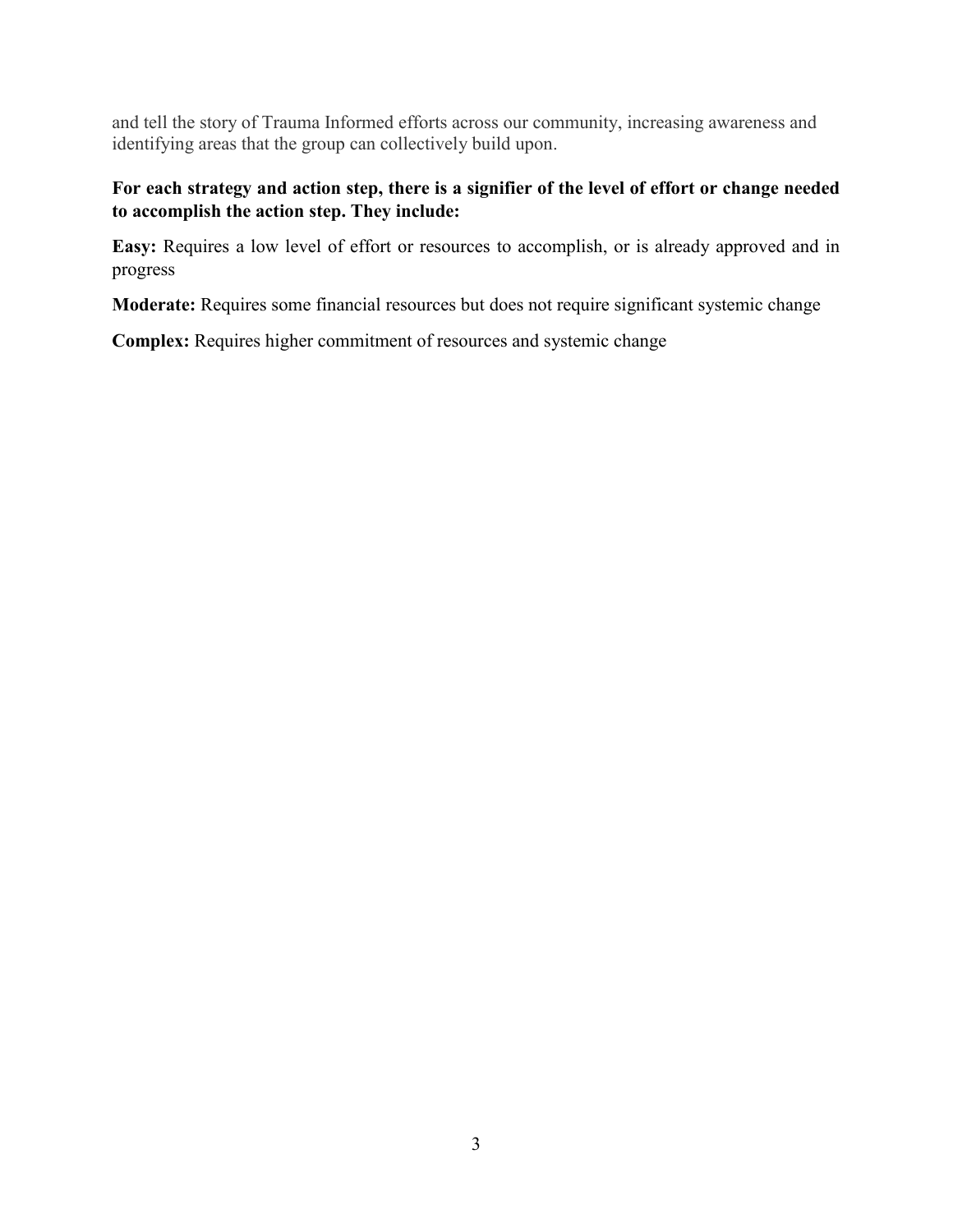and tell the story of Trauma Informed efforts across our community, increasing awareness and identifying areas that the group can collectively build upon.

**For each strategy and action step, there is a signifier of the level of effort or change needed to accomplish the action step. They include:**

**Easy:** Requires a low level of effort or resources to accomplish, or is already approved and in progress

**Moderate:** Requires some financial resources but does not require significant systemic change

**Complex:** Requires higher commitment of resources and systemic change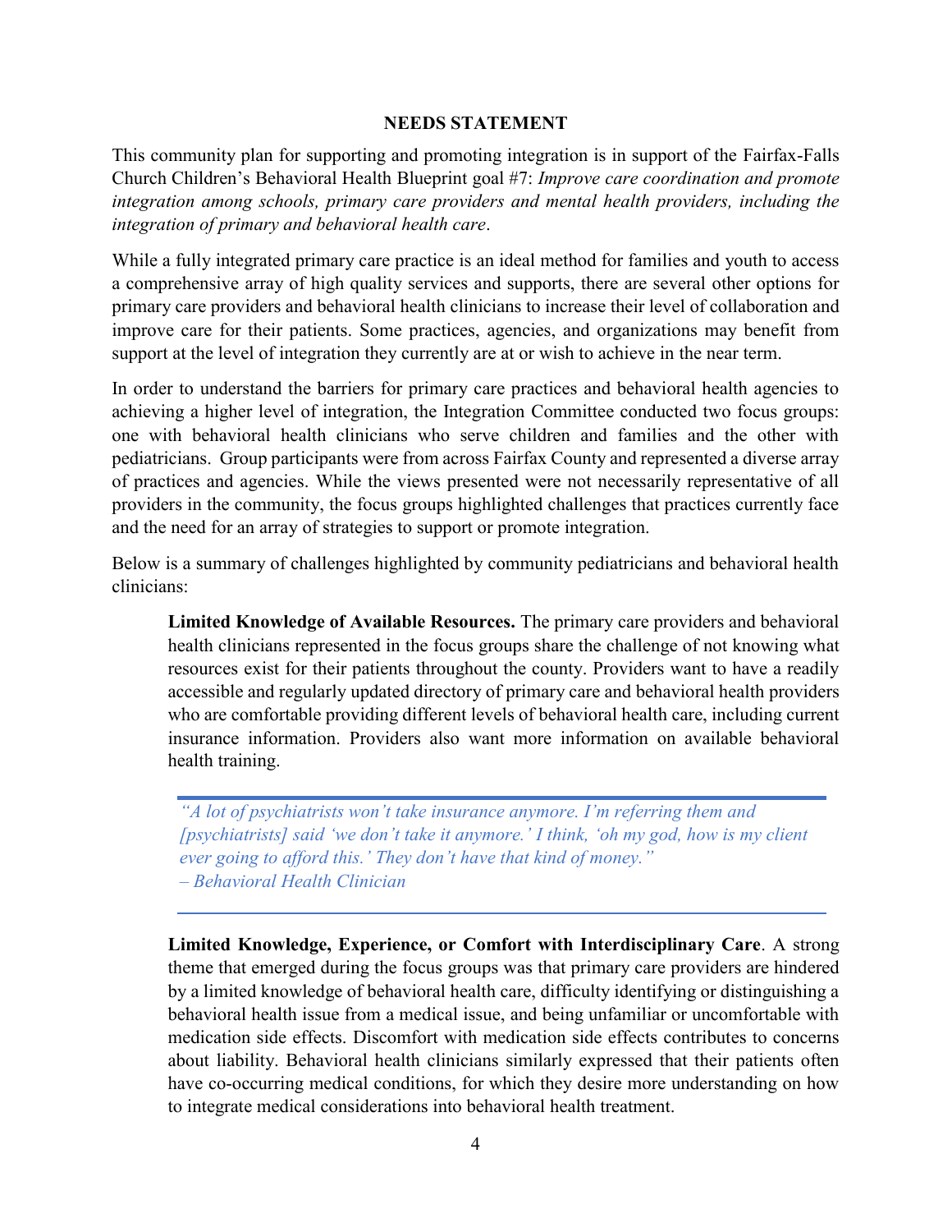## NEEDS STATEMENT

This community plan for supporting and promoting integration is in support of the Fairfax-Falls Church Children's Behavioral Health Blueprint goal #7: *Improve care coordination and promote integration among schools, primary care providers and mental health providers, including the integration of primary and behavioral health care*.

While a fully integrated primary care practice is an ideal method for families and youth to access a comprehensive array of high quality services and supports, there are several other options for primary care providers and behavioral health clinicians to increase their level of collaboration and improve care for their patients. Some practices, agencies, and organizations may benefit from support at the level of integration they currently are at or wish to achieve in the near term.

In order to understand the barriers for primary care practices and behavioral health agencies to achieving a higher level of integration, the Integration Committee conducted two focus groups: one with behavioral health clinicians who serve children and families and the other with pediatricians. Group participants were from across Fairfax County and represented a diverse array of practices and agencies. While the views presented were not necessarily representative of all providers in the community, the focus groups highlighted challenges that practices currently face and the need for an array of strategies to support or promote integration.

Below is a summary of challenges highlighted by community pediatricians and behavioral health clinicians:

**Limited Knowledge of Available Resources.** The primary care providers and behavioral health clinicians represented in the focus groups share the challenge of not knowing what resources exist for their patients throughout the county. Providers want to have a readily accessible and regularly updated directory of primary care and behavioral health providers who are comfortable providing different levels of behavioral health care, including current insurance information. Providers also want more information on available behavioral health training.

> *"A lot of psychiatrists won't take insurance anymore. I'm referring them and [psychiatrists] said 'we don't take it anymore.' I think, 'oh my god, how is my client ever going to afford this.' They don't have that kind of money."*
> *– Behavioral Health Clinician*

**Limited Knowledge, Experience, or Comfort with Interdisciplinary Care**. A strong theme that emerged during the focus groups was that primary care providers are hindered by a limited knowledge of behavioral health care, difficulty identifying or distinguishing a behavioral health issue from a medical issue, and being unfamiliar or uncomfortable with medication side effects. Discomfort with medication side effects contributes to concerns about liability. Behavioral health clinicians similarly expressed that their patients often have co-occurring medical conditions, for which they desire more understanding on how to integrate medical considerations into behavioral health treatment.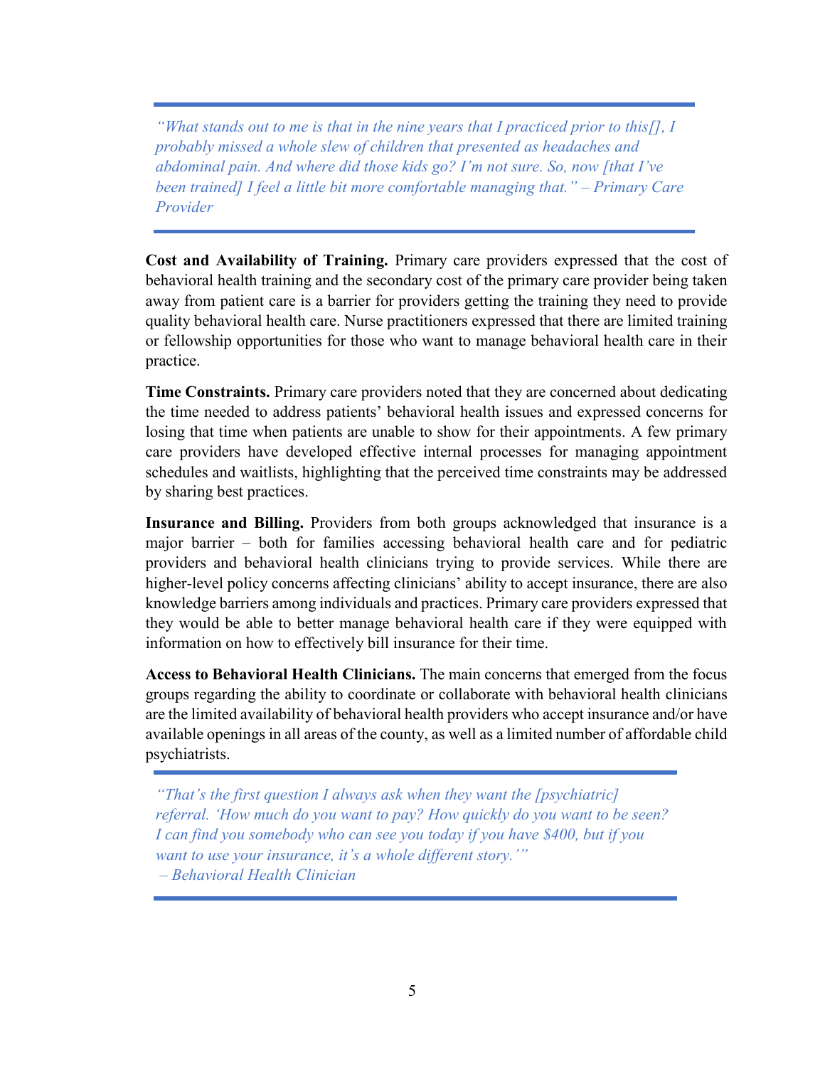> *"What stands out to me is that in the nine years that I practiced prior to this[], I probably missed a whole slew of children that presented as headaches and abdominal pain. And where did those kids go? I'm not sure. So, now [that I've been trained] I feel a little bit more comfortable managing that." – Primary Care Provider*

**Cost and Availability of Training.** Primary care providers expressed that the cost of behavioral health training and the secondary cost of the primary care provider being taken away from patient care is a barrier for providers getting the training they need to provide quality behavioral health care. Nurse practitioners expressed that there are limited training or fellowship opportunities for those who want to manage behavioral health care in their practice.

**Time Constraints.** Primary care providers noted that they are concerned about dedicating the time needed to address patients' behavioral health issues and expressed concerns for losing that time when patients are unable to show for their appointments. A few primary care providers have developed effective internal processes for managing appointment schedules and waitlists, highlighting that the perceived time constraints may be addressed by sharing best practices.

**Insurance and Billing.** Providers from both groups acknowledged that insurance is a major barrier – both for families accessing behavioral health care and for pediatric providers and behavioral health clinicians trying to provide services. While there are higher-level policy concerns affecting clinicians' ability to accept insurance, there are also knowledge barriers among individuals and practices. Primary care providers expressed that they would be able to better manage behavioral health care if they were equipped with information on how to effectively bill insurance for their time.

**Access to Behavioral Health Clinicians.** The main concerns that emerged from the focus groups regarding the ability to coordinate or collaborate with behavioral health clinicians are the limited availability of behavioral health providers who accept insurance and/or have available openings in all areas of the county, as well as a limited number of affordable child psychiatrists.

> *"That's the first question I always ask when they want the [psychiatric] referral. 'How much do you want to pay? How quickly do you want to be seen? I can find you somebody who can see you today if you have $400, but if you want to use your insurance, it's a whole different story.'"*
> *– Behavioral Health Clinician*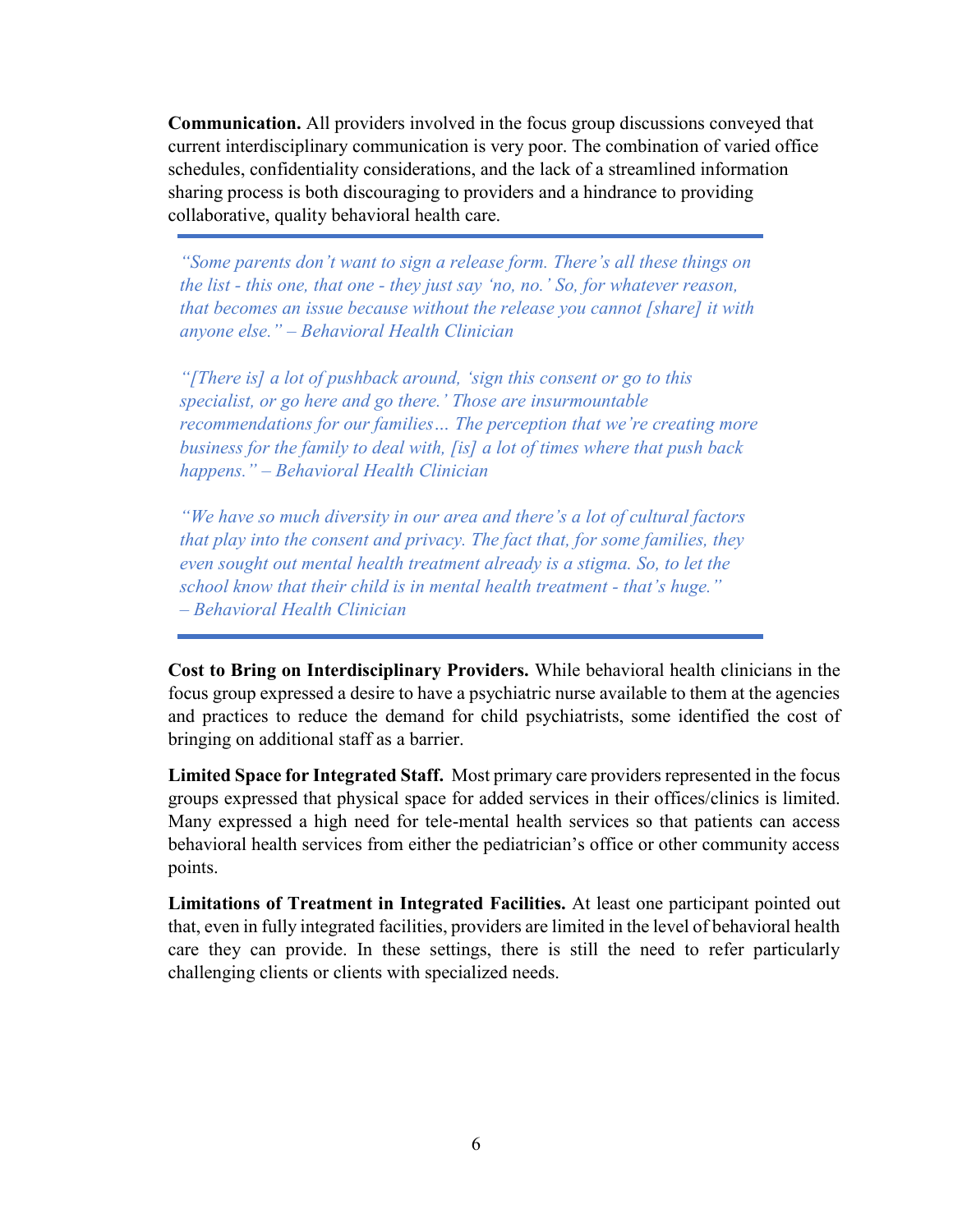**Communication.** All providers involved in the focus group discussions conveyed that current interdisciplinary communication is very poor. The combination of varied office schedules, confidentiality considerations, and the lack of a streamlined information sharing process is both discouraging to providers and a hindrance to providing collaborative, quality behavioral health care.

---

> *"Some parents don't want to sign a release form. There's all these things on the list - this one, that one - they just say 'no, no.' So, for whatever reason, that becomes an issue because without the release you cannot [share] it with anyone else." – Behavioral Health Clinician*
>
> *"[There is] a lot of pushback around, 'sign this consent or go to this specialist, or go here and go there.' Those are insurmountable recommendations for our families… The perception that we're creating more business for the family to deal with, [is] a lot of times where that push back happens." – Behavioral Health Clinician*
>
> *"We have so much diversity in our area and there's a lot of cultural factors that play into the consent and privacy. The fact that, for some families, they even sought out mental health treatment already is a stigma. So, to let the school know that their child is in mental health treatment - that's huge." – Behavioral Health Clinician*

---

**Cost to Bring on Interdisciplinary Providers.** While behavioral health clinicians in the focus group expressed a desire to have a psychiatric nurse available to them at the agencies and practices to reduce the demand for child psychiatrists, some identified the cost of bringing on additional staff as a barrier.

**Limited Space for Integrated Staff.** Most primary care providers represented in the focus groups expressed that physical space for added services in their offices/clinics is limited. Many expressed a high need for tele-mental health services so that patients can access behavioral health services from either the pediatrician's office or other community access points.

**Limitations of Treatment in Integrated Facilities.** At least one participant pointed out that, even in fully integrated facilities, providers are limited in the level of behavioral health care they can provide. In these settings, there is still the need to refer particularly challenging clients or clients with specialized needs.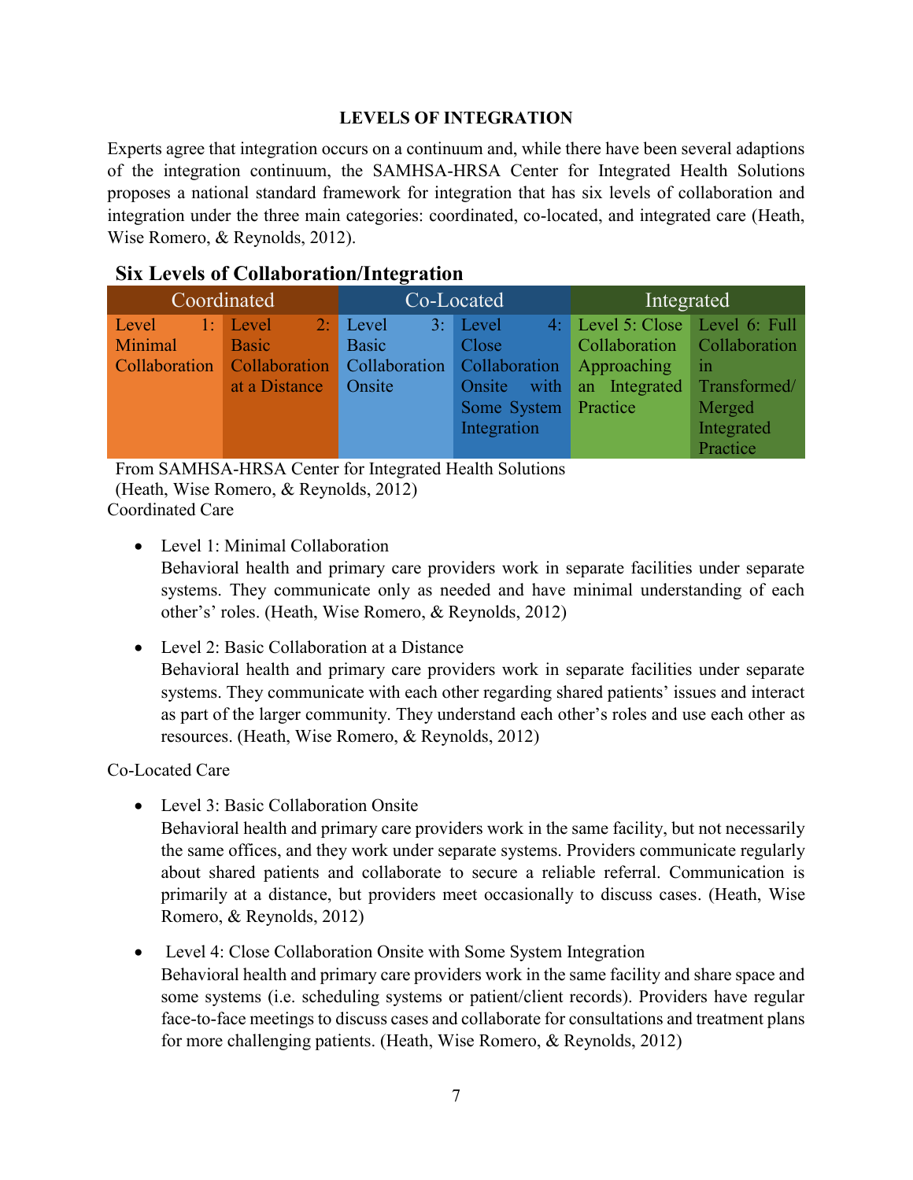**LEVELS OF INTEGRATION**

Experts agree that integration occurs on a continuum and, while there have been several adaptions of the integration continuum, the SAMHSA-HRSA Center for Integrated Health Solutions proposes a national standard framework for integration that has six levels of collaboration and integration under the three main categories: coordinated, co-located, and integrated care (Heath, Wise Romero, & Reynolds, 2012).

**Six Levels of Collaboration/Integration**

| Coordinated | | Co-Located | | Integrated | |
|---|---|---|---|---|---|
| Level 1: Minimal Collaboration | Level 2: Basic Collaboration at a Distance | Level 3: Basic Collaboration Onsite | Level 4: Close Collaboration Onsite with Some System Integration | Level 5: Close Collaboration Approaching an Integrated Practice | Level 6: Full Collaboration in Transformed/ Merged Integrated Practice |

From SAMHSA-HRSA Center for Integrated Health Solutions (Heath, Wise Romero, & Reynolds, 2012)

Coordinated Care

- Level 1: Minimal Collaboration
  Behavioral health and primary care providers work in separate facilities under separate systems. They communicate only as needed and have minimal understanding of each other's' roles. (Heath, Wise Romero, & Reynolds, 2012)

- Level 2: Basic Collaboration at a Distance
  Behavioral health and primary care providers work in separate facilities under separate systems. They communicate with each other regarding shared patients' issues and interact as part of the larger community. They understand each other's roles and use each other as resources. (Heath, Wise Romero, & Reynolds, 2012)

Co-Located Care

- Level 3: Basic Collaboration Onsite
  Behavioral health and primary care providers work in the same facility, but not necessarily the same offices, and they work under separate systems. Providers communicate regularly about shared patients and collaborate to secure a reliable referral. Communication is primarily at a distance, but providers meet occasionally to discuss cases. (Heath, Wise Romero, & Reynolds, 2012)

- Level 4: Close Collaboration Onsite with Some System Integration
  Behavioral health and primary care providers work in the same facility and share space and some systems (i.e. scheduling systems or patient/client records). Providers have regular face-to-face meetings to discuss cases and collaborate for consultations and treatment plans for more challenging patients. (Heath, Wise Romero, & Reynolds, 2012)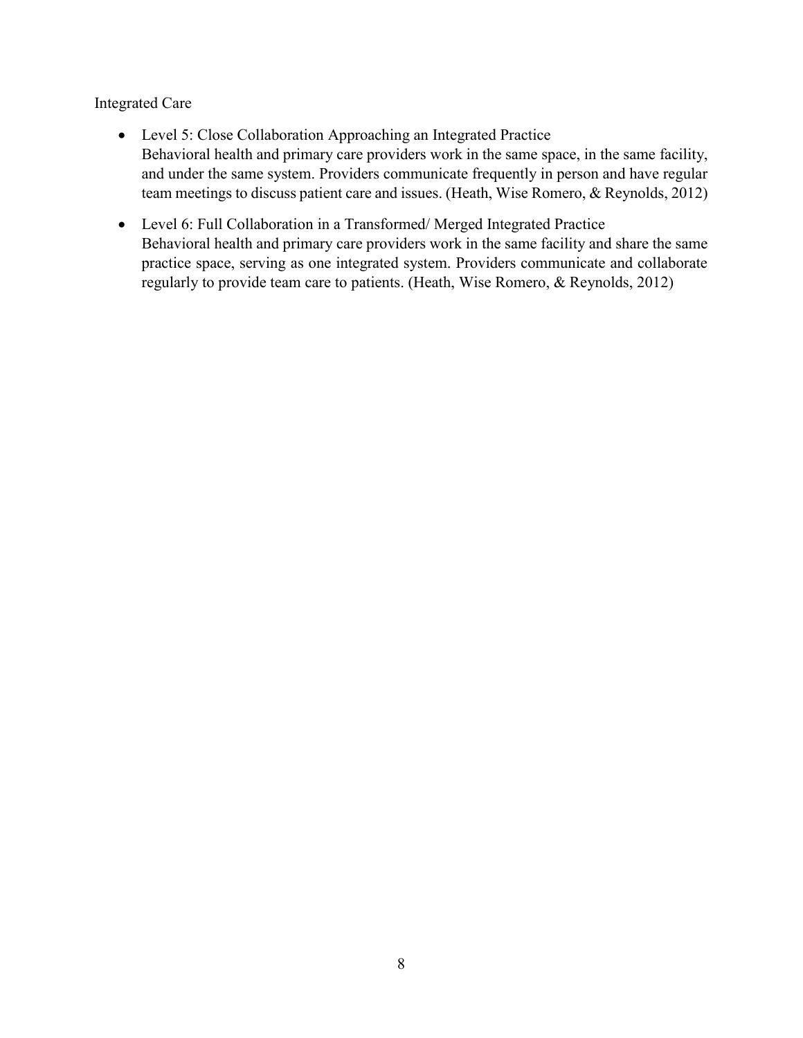Integrated Care

- Level 5: Close Collaboration Approaching an Integrated Practice
  Behavioral health and primary care providers work in the same space, in the same facility, and under the same system. Providers communicate frequently in person and have regular team meetings to discuss patient care and issues. (Heath, Wise Romero, & Reynolds, 2012)

- Level 6: Full Collaboration in a Transformed/ Merged Integrated Practice
  Behavioral health and primary care providers work in the same facility and share the same practice space, serving as one integrated system. Providers communicate and collaborate regularly to provide team care to patients. (Heath, Wise Romero, & Reynolds, 2012)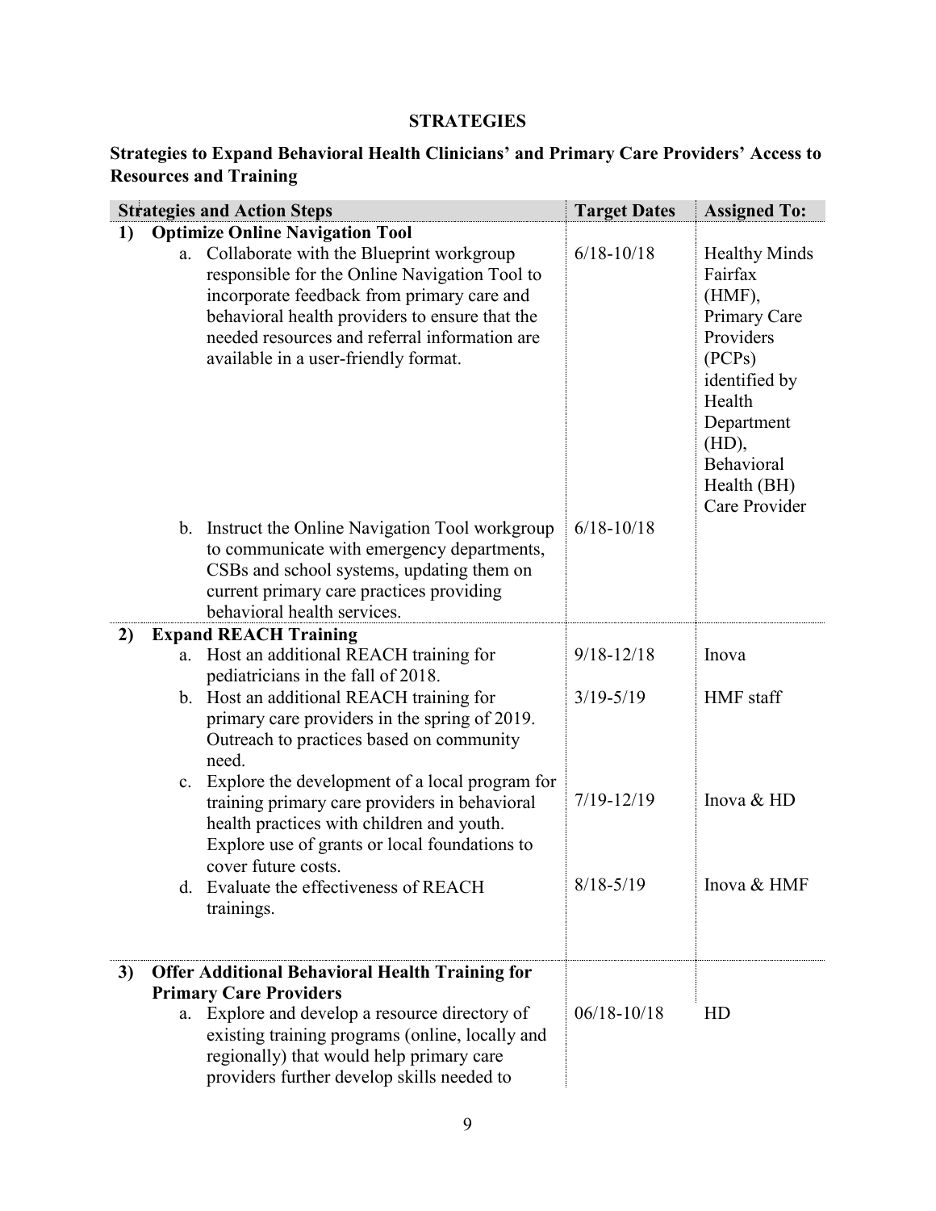**STRATEGIES**

**Strategies to Expand Behavioral Health Clinicians' and Primary Care Providers' Access to Resources and Training**

| Strategies and Action Steps | Target Dates | Assigned To: |
|---|---|---|
| **1) Optimize Online Navigation Tool** | | |
| a. Collaborate with the Blueprint workgroup responsible for the Online Navigation Tool to incorporate feedback from primary care and behavioral health providers to ensure that the needed resources and referral information are available in a user-friendly format. | 6/18-10/18 | Healthy Minds Fairfax (HMF), Primary Care Providers (PCPs) identified by Health Department (HD), Behavioral Health (BH) Care Provider |
| b. Instruct the Online Navigation Tool workgroup to communicate with emergency departments, CSBs and school systems, updating them on current primary care practices providing behavioral health services. | 6/18-10/18 | |
| **2) Expand REACH Training** | | |
| a. Host an additional REACH training for pediatricians in the fall of 2018. | 9/18-12/18 | Inova |
| b. Host an additional REACH training for primary care providers in the spring of 2019. Outreach to practices based on community need. | 3/19-5/19 | HMF staff |
| c. Explore the development of a local program for training primary care providers in behavioral health practices with children and youth. Explore use of grants or local foundations to cover future costs. | 7/19-12/19 | Inova & HD |
| d. Evaluate the effectiveness of REACH trainings. | 8/18-5/19 | Inova & HMF |
| **3) Offer Additional Behavioral Health Training for Primary Care Providers** | | |
| a. Explore and develop a resource directory of existing training programs (online, locally and regionally) that would help primary care providers further develop skills needed to | 06/18-10/18 | HD |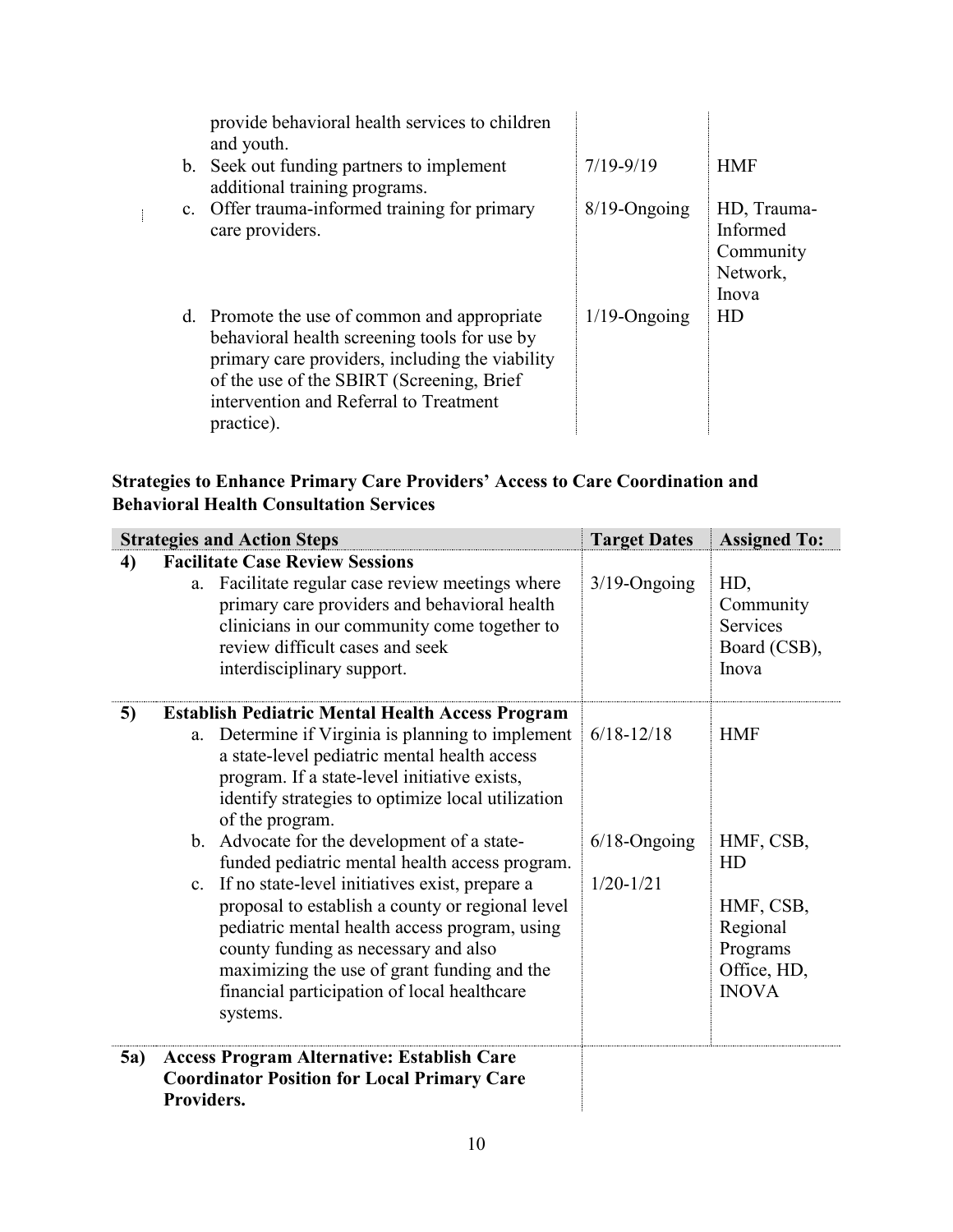| | | |
|---|---|---|
| provide behavioral health services to children and youth. | | |
| b. Seek out funding partners to implement additional training programs. | 7/19-9/19 | HMF |
| c. Offer trauma-informed training for primary care providers. | 8/19-Ongoing | HD, Trauma-Informed Community Network, Inova |
| d. Promote the use of common and appropriate behavioral health screening tools for use by primary care providers, including the viability of the use of the SBIRT (Screening, Brief intervention and Referral to Treatment practice). | 1/19-Ongoing | HD |

**Strategies to Enhance Primary Care Providers' Access to Care Coordination and Behavioral Health Consultation Services**

| Strategies and Action Steps | Target Dates | Assigned To: |
|---|---|---|
| **4) Facilitate Case Review Sessions** | | |
| a. Facilitate regular case review meetings where primary care providers and behavioral health clinicians in our community come together to review difficult cases and seek interdisciplinary support. | 3/19-Ongoing | HD, Community Services Board (CSB), Inova |
| **5) Establish Pediatric Mental Health Access Program** | | |
| a. Determine if Virginia is planning to implement a state-level pediatric mental health access program. If a state-level initiative exists, identify strategies to optimize local utilization of the program. | 6/18-12/18 | HMF |
| b. Advocate for the development of a state-funded pediatric mental health access program. | 6/18-Ongoing | HMF, CSB, HD |
| c. If no state-level initiatives exist, prepare a proposal to establish a county or regional level pediatric mental health access program, using county funding as necessary and also maximizing the use of grant funding and the financial participation of local healthcare systems. | 1/20-1/21 | HMF, CSB, Regional Programs Office, HD, INOVA |
| **5a) Access Program Alternative: Establish Care Coordinator Position for Local Primary Care Providers.** | | |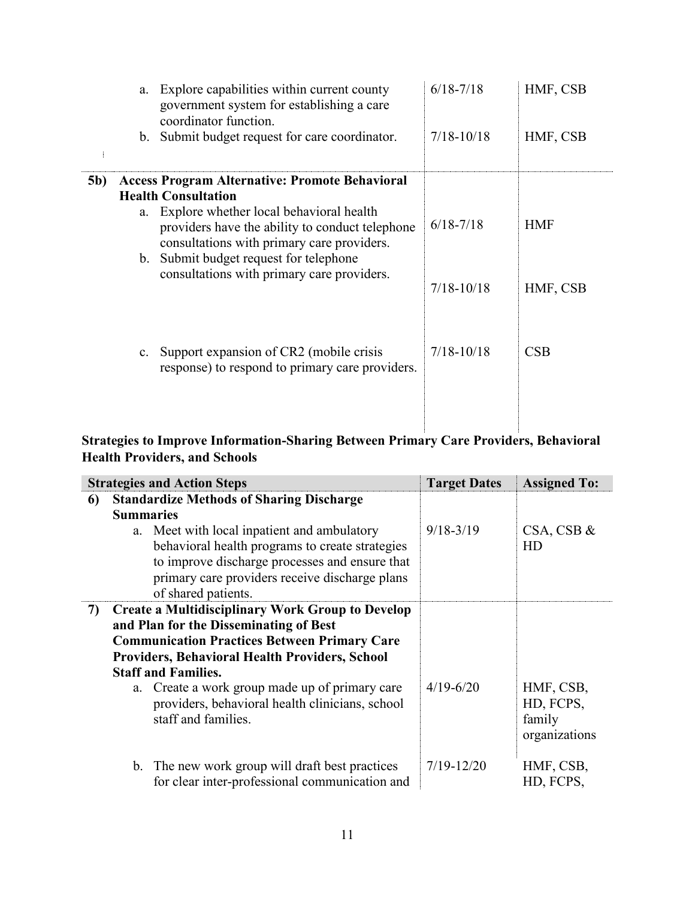| | | |
|---|---|---|
| a. Explore capabilities within current county government system for establishing a care coordinator function. | 6/18-7/18 | HMF, CSB |
| b. Submit budget request for care coordinator. | 7/18-10/18 | HMF, CSB |
| **5b) Access Program Alternative: Promote Behavioral Health Consultation** | | |
| a. Explore whether local behavioral health providers have the ability to conduct telephone consultations with primary care providers. | 6/18-7/18 | HMF |
| b. Submit budget request for telephone consultations with primary care providers. | 7/18-10/18 | HMF, CSB |
| c. Support expansion of CR2 (mobile crisis response) to respond to primary care providers. | 7/18-10/18 | CSB |

**Strategies to Improve Information-Sharing Between Primary Care Providers, Behavioral Health Providers, and Schools**

| Strategies and Action Steps | Target Dates | Assigned To: |
|---|---|---|
| **6) Standardize Methods of Sharing Discharge Summaries** | | |
| a. Meet with local inpatient and ambulatory behavioral health programs to create strategies to improve discharge processes and ensure that primary care providers receive discharge plans of shared patients. | 9/18-3/19 | CSA, CSB & HD |
| **7) Create a Multidisciplinary Work Group to Develop and Plan for the Disseminating of Best Communication Practices Between Primary Care Providers, Behavioral Health Providers, School Staff and Families.** | | |
| a. Create a work group made up of primary care providers, behavioral health clinicians, school staff and families. | 4/19-6/20 | HMF, CSB, HD, FCPS, family organizations |
| b. The new work group will draft best practices for clear inter-professional communication and | 7/19-12/20 | HMF, CSB, HD, FCPS, |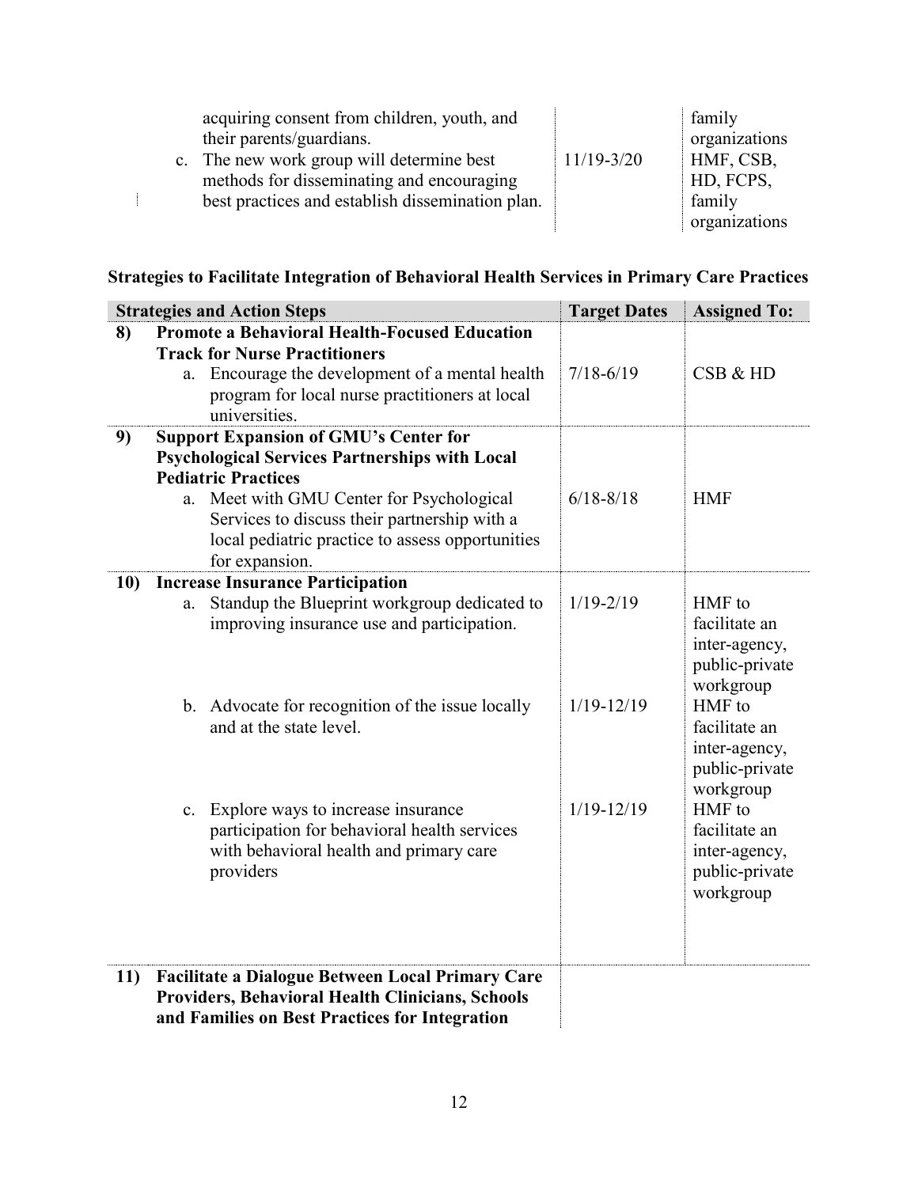| | | |
|---|---|---|
| acquiring consent from children, youth, and their parents/guardians. | | family organizations |
| c. The new work group will determine best methods for disseminating and encouraging best practices and establish dissemination plan. | 11/19-3/20 | HMF, CSB, HD, FCPS, family organizations |

**Strategies to Facilitate Integration of Behavioral Health Services in Primary Care Practices**

| Strategies and Action Steps | Target Dates | Assigned To: |
|---|---|---|
| **8) Promote a Behavioral Health-Focused Education Track for Nurse Practitioners** | | |
| a. Encourage the development of a mental health program for local nurse practitioners at local universities. | 7/18-6/19 | CSB & HD |
| **9) Support Expansion of GMU's Center for Psychological Services Partnerships with Local Pediatric Practices** | | |
| a. Meet with GMU Center for Psychological Services to discuss their partnership with a local pediatric practice to assess opportunities for expansion. | 6/18-8/18 | HMF |
| **10) Increase Insurance Participation** | | |
| a. Standup the Blueprint workgroup dedicated to improving insurance use and participation. | 1/19-2/19 | HMF to facilitate an inter-agency, public-private workgroup |
| b. Advocate for recognition of the issue locally and at the state level. | 1/19-12/19 | HMF to facilitate an inter-agency, public-private workgroup |
| c. Explore ways to increase insurance participation for behavioral health services with behavioral health and primary care providers | 1/19-12/19 | HMF to facilitate an inter-agency, public-private workgroup |
| **11) Facilitate a Dialogue Between Local Primary Care Providers, Behavioral Health Clinicians, Schools and Families on Best Practices for Integration** | | |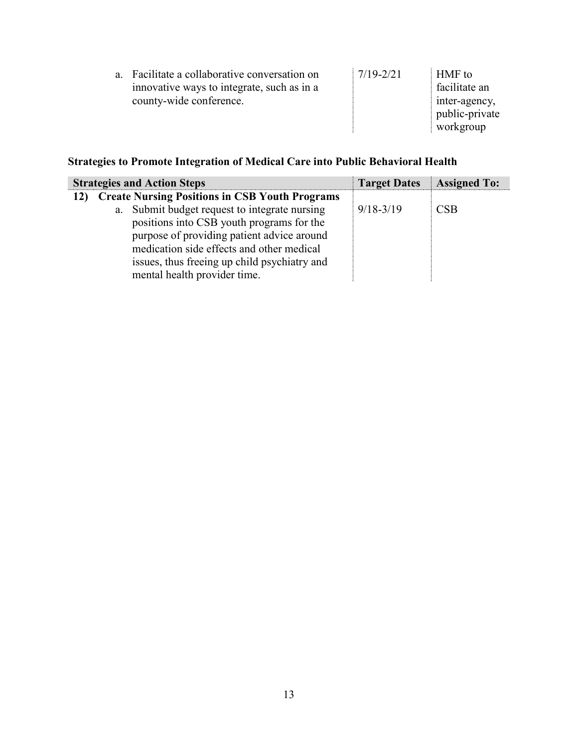| | | |
|---|---|---|
| a. Facilitate a collaborative conversation on innovative ways to integrate, such as in a county-wide conference. | 7/19-2/21 | HMF to facilitate an inter-agency, public-private workgroup |

### Strategies to Promote Integration of Medical Care into Public Behavioral Health

| Strategies and Action Steps | Target Dates | Assigned To: |
|---|---|---|
| **12) Create Nursing Positions in CSB Youth Programs** | | |
| a. Submit budget request to integrate nursing positions into CSB youth programs for the purpose of providing patient advice around medication side effects and other medical issues, thus freeing up child psychiatry and mental health provider time. | 9/18-3/19 | CSB |